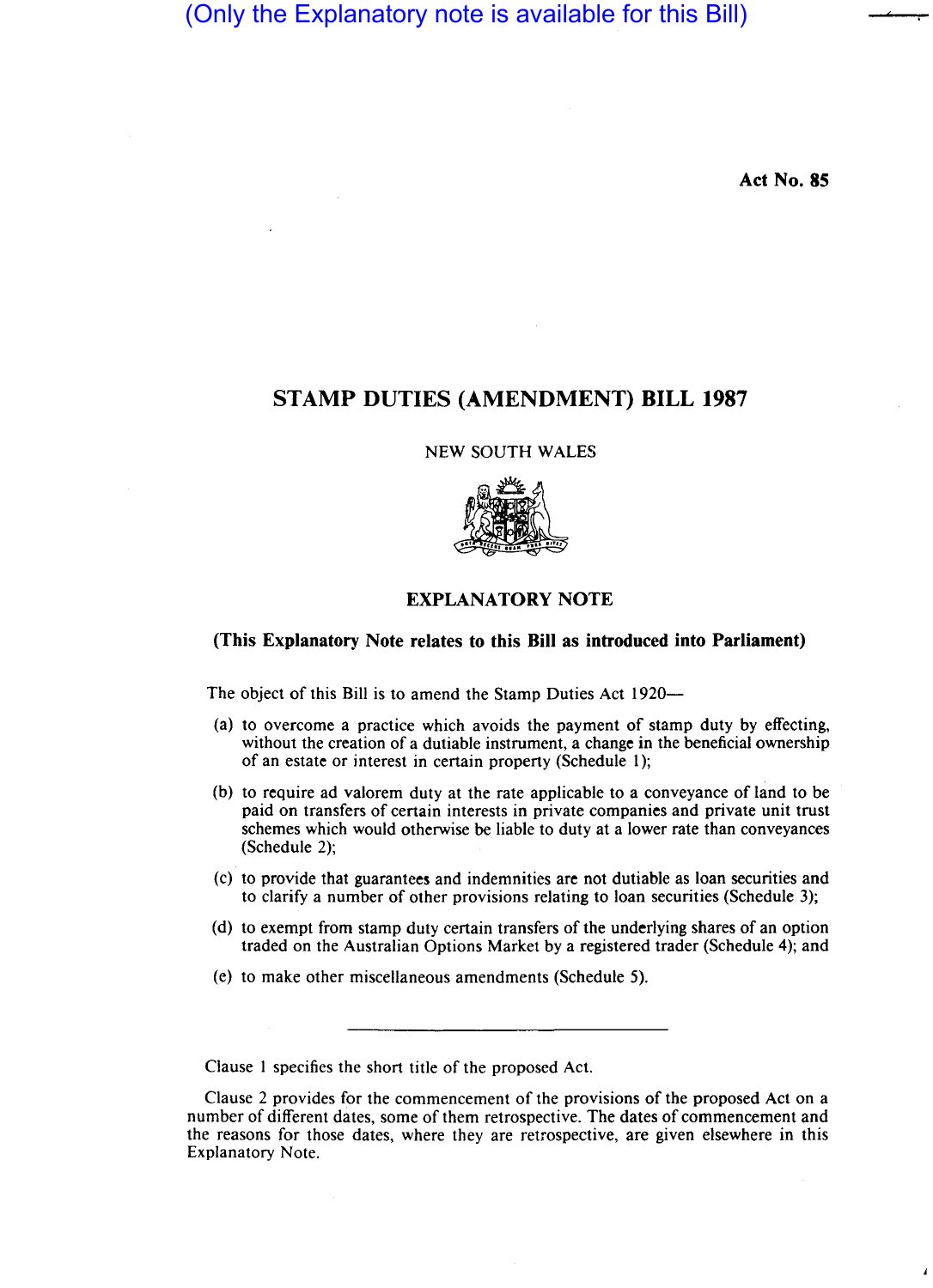(Only the Explanatory note is available for this Bill)

Act No. 85

# STAMP DUTIES (AMENDMENT) BILL 1987

NEW SOUTH WALES

## EXPLANATORY NOTE

**(This Explanatory Note relates to this Bill as introduced into Parliament)**

The object of this Bill is to amend the Stamp Duties Act 1920—

(a) to overcome a practice which avoids the payment of stamp duty by effecting, without the creation of a dutiable instrument, a change in the beneficial ownership of an estate or interest in certain property (Schedule 1);

(b) to require ad valorem duty at the rate applicable to a conveyance of land to be paid on transfers of certain interests in private companies and private unit trust schemes which would otherwise be liable to duty at a lower rate than conveyances (Schedule 2);

(c) to provide that guarantees and indemnities are not dutiable as loan securities and to clarify a number of other provisions relating to loan securities (Schedule 3);

(d) to exempt from stamp duty certain transfers of the underlying shares of an option traded on the Australian Options Market by a registered trader (Schedule 4); and

(e) to make other miscellaneous amendments (Schedule 5).

---

Clause 1 specifies the short title of the proposed Act.

Clause 2 provides for the commencement of the provisions of the proposed Act on a number of different dates, some of them retrospective. The dates of commencement and the reasons for those dates, where they are retrospective, are given elsewhere in this Explanatory Note.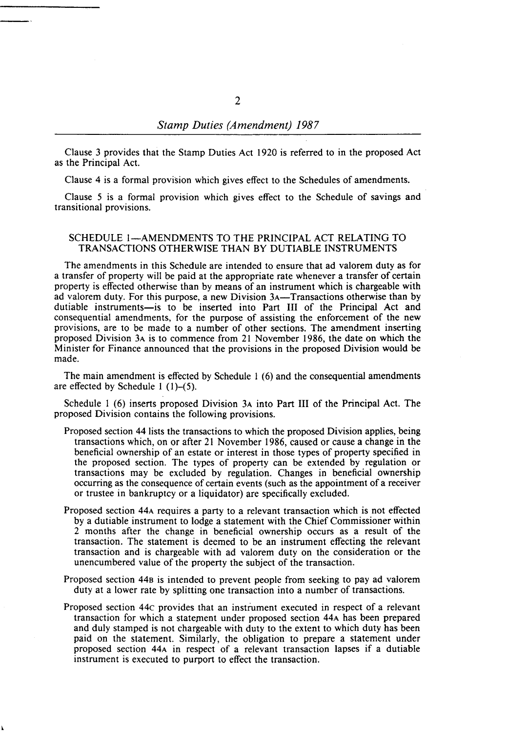Clause 3 provides that the Stamp Duties Act 1920 is referred to in the proposed Act as the Principal Act.

Clause 4 is a formal provision which gives effect to the Schedules of amendments.

Clause 5 is a formal provision which gives effect to the Schedule of savings and transitional provisions.

## SCHEDULE 1—AMENDMENTS TO THE PRINCIPAL ACT RELATING TO TRANSACTIONS OTHERWISE THAN BY DUTIABLE INSTRUMENTS

The amendments in this Schedule are intended to ensure that ad valorem duty as for a transfer of property will be paid at the appropriate rate whenever a transfer of certain property is effected otherwise than by means of an instrument which is chargeable with ad valorem duty. For this purpose, a new Division 3A—Transactions otherwise than by dutiable instruments—is to be inserted into Part III of the Principal Act and consequential amendments, for the purpose of assisting the enforcement of the new provisions, are to be made to a number of other sections. The amendment inserting proposed Division 3A is to commence from 21 November 1986, the date on which the Minister for Finance announced that the provisions in the proposed Division would be made.

The main amendment is effected by Schedule 1 (6) and the consequential amendments are effected by Schedule 1 (1)–(5).

Schedule 1 (6) inserts proposed Division 3A into Part III of the Principal Act. The proposed Division contains the following provisions.

Proposed section 44 lists the transactions to which the proposed Division applies, being transactions which, on or after 21 November 1986, caused or cause a change in the beneficial ownership of an estate or interest in those types of property specified in the proposed section. The types of property can be extended by regulation or transactions may be excluded by regulation. Changes in beneficial ownership occurring as the consequence of certain events (such as the appointment of a receiver or trustee in bankruptcy or a liquidator) are specifically excluded.

Proposed section 44A requires a party to a relevant transaction which is not effected by a dutiable instrument to lodge a statement with the Chief Commissioner within 2 months after the change in beneficial ownership occurs as a result of the transaction. The statement is deemed to be an instrument effecting the relevant transaction and is chargeable with ad valorem duty on the consideration or the unencumbered value of the property the subject of the transaction.

Proposed section 44B is intended to prevent people from seeking to pay ad valorem duty at a lower rate by splitting one transaction into a number of transactions.

Proposed section 44C provides that an instrument executed in respect of a relevant transaction for which a statement under proposed section 44A has been prepared and duly stamped is not chargeable with duty to the extent to which duty has been paid on the statement. Similarly, the obligation to prepare a statement under proposed section 44A in respect of a relevant transaction lapses if a dutiable instrument is executed to purport to effect the transaction.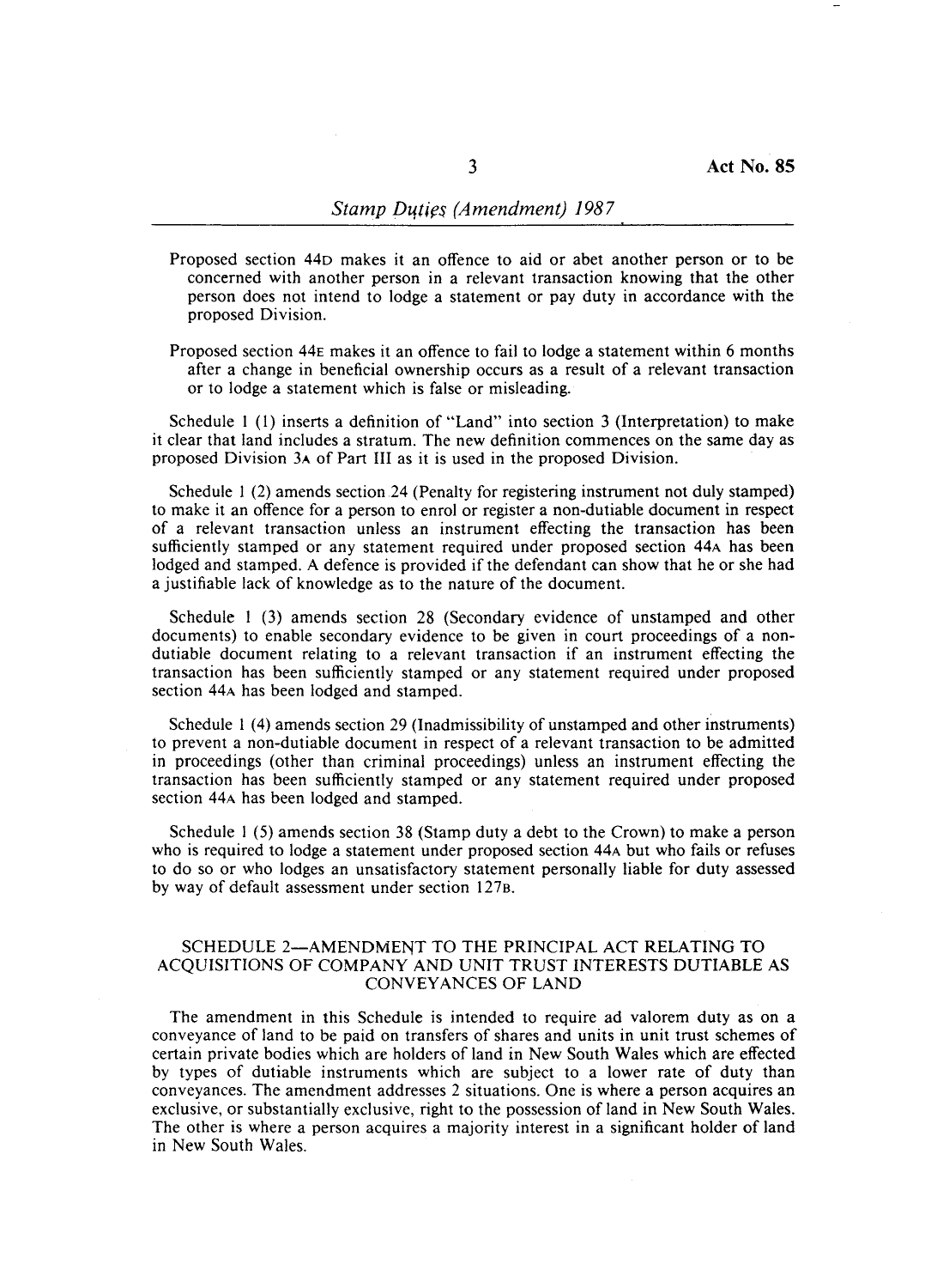Proposed section 44D makes it an offence to aid or abet another person or to be concerned with another person in a relevant transaction knowing that the other person does not intend to lodge a statement or pay duty in accordance with the proposed Division.

Proposed section 44E makes it an offence to fail to lodge a statement within 6 months after a change in beneficial ownership occurs as a result of a relevant transaction or to lodge a statement which is false or misleading.

Schedule 1 (1) inserts a definition of "Land" into section 3 (Interpretation) to make it clear that land includes a stratum. The new definition commences on the same day as proposed Division 3A of Part III as it is used in the proposed Division.

Schedule 1 (2) amends section 24 (Penalty for registering instrument not duly stamped) to make it an offence for a person to enrol or register a non-dutiable document in respect of a relevant transaction unless an instrument effecting the transaction has been sufficiently stamped or any statement required under proposed section 44A has been lodged and stamped. A defence is provided if the defendant can show that he or she had a justifiable lack of knowledge as to the nature of the document.

Schedule 1 (3) amends section 28 (Secondary evidence of unstamped and other documents) to enable secondary evidence to be given in court proceedings of a non-dutiable document relating to a relevant transaction if an instrument effecting the transaction has been sufficiently stamped or any statement required under proposed section 44A has been lodged and stamped.

Schedule 1 (4) amends section 29 (Inadmissibility of unstamped and other instruments) to prevent a non-dutiable document in respect of a relevant transaction to be admitted in proceedings (other than criminal proceedings) unless an instrument effecting the transaction has been sufficiently stamped or any statement required under proposed section 44A has been lodged and stamped.

Schedule 1 (5) amends section 38 (Stamp duty a debt to the Crown) to make a person who is required to lodge a statement under proposed section 44A but who fails or refuses to do so or who lodges an unsatisfactory statement personally liable for duty assessed by way of default assessment under section 127B.

## SCHEDULE 2—AMENDMENT TO THE PRINCIPAL ACT RELATING TO ACQUISITIONS OF COMPANY AND UNIT TRUST INTERESTS DUTIABLE AS CONVEYANCES OF LAND

The amendment in this Schedule is intended to require ad valorem duty as on a conveyance of land to be paid on transfers of shares and units in unit trust schemes of certain private bodies which are holders of land in New South Wales which are effected by types of dutiable instruments which are subject to a lower rate of duty than conveyances. The amendment addresses 2 situations. One is where a person acquires an exclusive, or substantially exclusive, right to the possession of land in New South Wales. The other is where a person acquires a majority interest in a significant holder of land in New South Wales.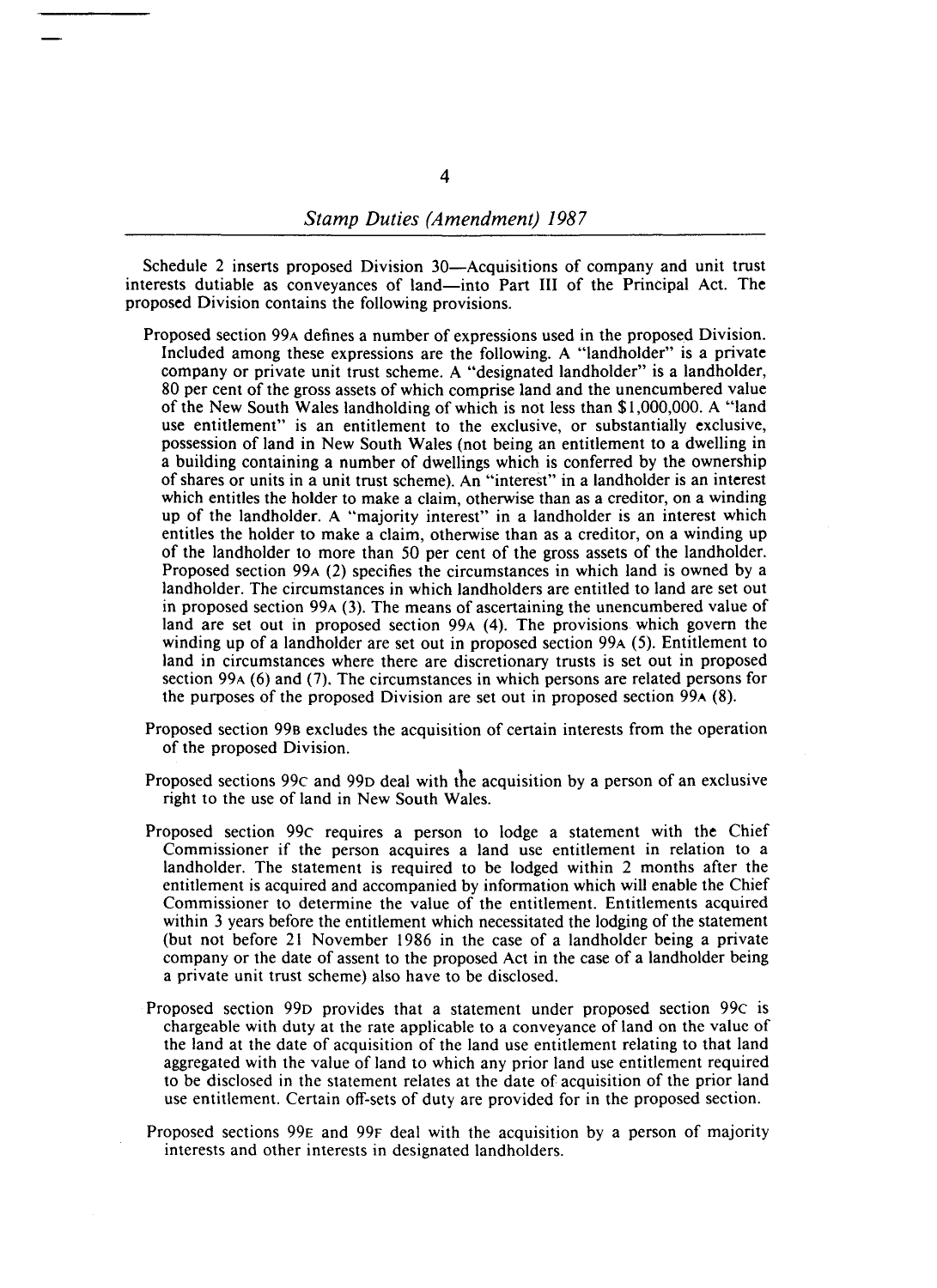Schedule 2 inserts proposed Division 30—Acquisitions of company and unit trust interests dutiable as conveyances of land—into Part III of the Principal Act. The proposed Division contains the following provisions.

Proposed section 99A defines a number of expressions used in the proposed Division. Included among these expressions are the following. A "landholder" is a private company or private unit trust scheme. A "designated landholder" is a landholder, 80 per cent of the gross assets of which comprise land and the unencumbered value of the New South Wales landholding of which is not less than $1,000,000. A "land use entitlement" is an entitlement to the exclusive, or substantially exclusive, possession of land in New South Wales (not being an entitlement to a dwelling in a building containing a number of dwellings which is conferred by the ownership of shares or units in a unit trust scheme). An "interest" in a landholder is an interest which entitles the holder to make a claim, otherwise than as a creditor, on a winding up of the landholder. A "majority interest" in a landholder is an interest which entitles the holder to make a claim, otherwise than as a creditor, on a winding up of the landholder to more than 50 per cent of the gross assets of the landholder. Proposed section 99A (2) specifies the circumstances in which land is owned by a landholder. The circumstances in which landholders are entitled to land are set out in proposed section 99A (3). The means of ascertaining the unencumbered value of land are set out in proposed section 99A (4). The provisions which govern the winding up of a landholder are set out in proposed section 99A (5). Entitlement to land in circumstances where there are discretionary trusts is set out in proposed section 99A (6) and (7). The circumstances in which persons are related persons for the purposes of the proposed Division are set out in proposed section 99A (8).

Proposed section 99B excludes the acquisition of certain interests from the operation of the proposed Division.

Proposed sections 99C and 99D deal with the acquisition by a person of an exclusive right to the use of land in New South Wales.

Proposed section 99C requires a person to lodge a statement with the Chief Commissioner if the person acquires a land use entitlement in relation to a landholder. The statement is required to be lodged within 2 months after the entitlement is acquired and accompanied by information which will enable the Chief Commissioner to determine the value of the entitlement. Entitlements acquired within 3 years before the entitlement which necessitated the lodging of the statement (but not before 21 November 1986 in the case of a landholder being a private company or the date of assent to the proposed Act in the case of a landholder being a private unit trust scheme) also have to be disclosed.

Proposed section 99D provides that a statement under proposed section 99C is chargeable with duty at the rate applicable to a conveyance of land on the value of the land at the date of acquisition of the land use entitlement relating to that land aggregated with the value of land to which any prior land use entitlement required to be disclosed in the statement relates at the date of acquisition of the prior land use entitlement. Certain off-sets of duty are provided for in the proposed section.

Proposed sections 99E and 99F deal with the acquisition by a person of majority interests and other interests in designated landholders.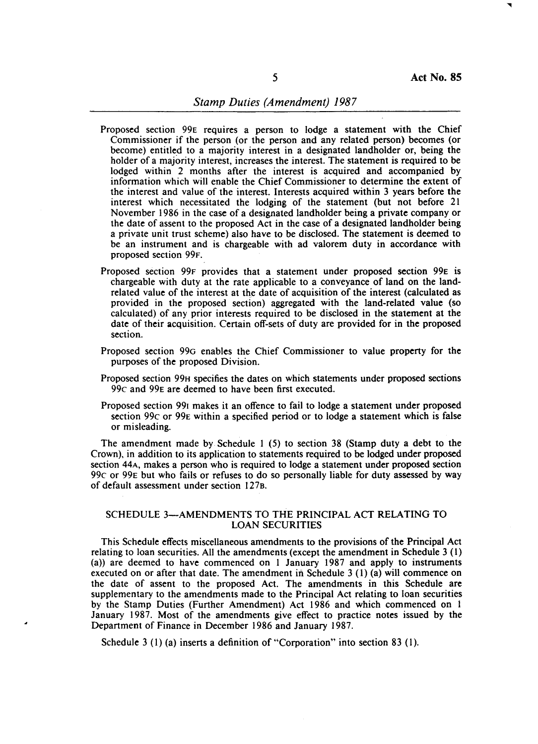Proposed section 99E requires a person to lodge a statement with the Chief Commissioner if the person (or the person and any related person) becomes (or become) entitled to a majority interest in a designated landholder or, being the holder of a majority interest, increases the interest. The statement is required to be lodged within 2 months after the interest is acquired and accompanied by information which will enable the Chief Commissioner to determine the extent of the interest and value of the interest. Interests acquired within 3 years before the interest which necessitated the lodging of the statement (but not before 21 November 1986 in the case of a designated landholder being a private company or the date of assent to the proposed Act in the case of a designated landholder being a private unit trust scheme) also have to be disclosed. The statement is deemed to be an instrument and is chargeable with ad valorem duty in accordance with proposed section 99F.

Proposed section 99F provides that a statement under proposed section 99E is chargeable with duty at the rate applicable to a conveyance of land on the land-related value of the interest at the date of acquisition of the interest (calculated as provided in the proposed section) aggregated with the land-related value (so calculated) of any prior interests required to be disclosed in the statement at the date of their acquisition. Certain off-sets of duty are provided for in the proposed section.

Proposed section 99G enables the Chief Commissioner to value property for the purposes of the proposed Division.

Proposed section 99H specifies the dates on which statements under proposed sections 99C and 99E are deemed to have been first executed.

Proposed section 99I makes it an offence to fail to lodge a statement under proposed section 99C or 99E within a specified period or to lodge a statement which is false or misleading.

The amendment made by Schedule 1 (5) to section 38 (Stamp duty a debt to the Crown), in addition to its application to statements required to be lodged under proposed section 44A, makes a person who is required to lodge a statement under proposed section 99C or 99E but who fails or refuses to do so personally liable for duty assessed by way of default assessment under section 127B.

## SCHEDULE 3—AMENDMENTS TO THE PRINCIPAL ACT RELATING TO LOAN SECURITIES

This Schedule effects miscellaneous amendments to the provisions of the Principal Act relating to loan securities. All the amendments (except the amendment in Schedule 3 (1) (a)) are deemed to have commenced on 1 January 1987 and apply to instruments executed on or after that date. The amendment in Schedule 3 (1) (a) will commence on the date of assent to the proposed Act. The amendments in this Schedule are supplementary to the amendments made to the Principal Act relating to loan securities by the Stamp Duties (Further Amendment) Act 1986 and which commenced on 1 January 1987. Most of the amendments give effect to practice notes issued by the Department of Finance in December 1986 and January 1987.

Schedule 3 (1) (a) inserts a definition of "Corporation" into section 83 (1).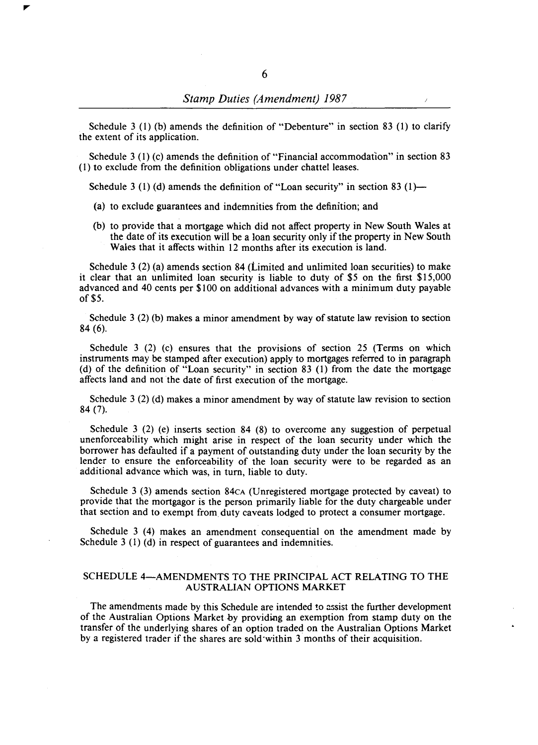Schedule 3 (1) (b) amends the definition of "Debenture" in section 83 (1) to clarify the extent of its application.

Schedule 3 (1) (c) amends the definition of "Financial accommodation" in section 83 (1) to exclude from the definition obligations under chattel leases.

Schedule 3 (1) (d) amends the definition of "Loan security" in section 83 (1)—

(a) to exclude guarantees and indemnities from the definition; and

(b) to provide that a mortgage which did not affect property in New South Wales at the date of its execution will be a loan security only if the property in New South Wales that it affects within 12 months after its execution is land.

Schedule 3 (2) (a) amends section 84 (Limited and unlimited loan securities) to make it clear that an unlimited loan security is liable to duty of $5 on the first $15,000 advanced and 40 cents per $100 on additional advances with a minimum duty payable of $5.

Schedule 3 (2) (b) makes a minor amendment by way of statute law revision to section 84 (6).

Schedule 3 (2) (c) ensures that the provisions of section 25 (Terms on which instruments may be stamped after execution) apply to mortgages referred to in paragraph (d) of the definition of "Loan security" in section 83 (1) from the date the mortgage affects land and not the date of first execution of the mortgage.

Schedule 3 (2) (d) makes a minor amendment by way of statute law revision to section 84 (7).

Schedule 3 (2) (e) inserts section 84 (8) to overcome any suggestion of perpetual unenforceability which might arise in respect of the loan security under which the borrower has defaulted if a payment of outstanding duty under the loan security by the lender to ensure the enforceability of the loan security were to be regarded as an additional advance which was, in turn, liable to duty.

Schedule 3 (3) amends section 84CA (Unregistered mortgage protected by caveat) to provide that the mortgagor is the person primarily liable for the duty chargeable under that section and to exempt from duty caveats lodged to protect a consumer mortgage.

Schedule 3 (4) makes an amendment consequential on the amendment made by Schedule 3 (1) (d) in respect of guarantees and indemnities.

## SCHEDULE 4—AMENDMENTS TO THE PRINCIPAL ACT RELATING TO THE AUSTRALIAN OPTIONS MARKET

The amendments made by this Schedule are intended to assist the further development of the Australian Options Market by providing an exemption from stamp duty on the transfer of the underlying shares of an option traded on the Australian Options Market by a registered trader if the shares are sold within 3 months of their acquisition.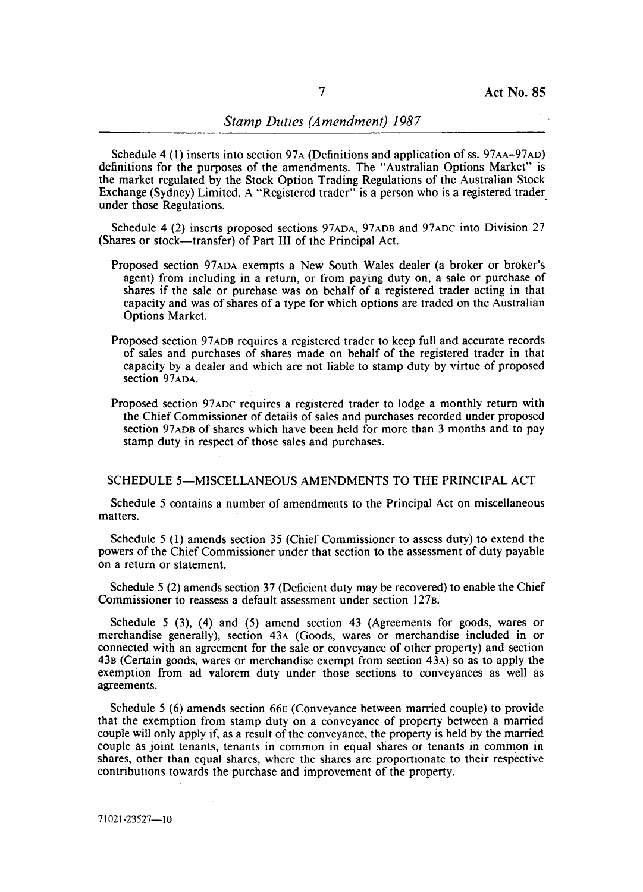Schedule 4 (1) inserts into section 97A (Definitions and application of ss. 97AA–97AD) definitions for the purposes of the amendments. The "Australian Options Market" is the market regulated by the Stock Option Trading Regulations of the Australian Stock Exchange (Sydney) Limited. A "Registered trader" is a person who is a registered trader under those Regulations.

Schedule 4 (2) inserts proposed sections 97ADA, 97ADB and 97ADC into Division 27 (Shares or stock—transfer) of Part III of the Principal Act.

Proposed section 97ADA exempts a New South Wales dealer (a broker or broker's agent) from including in a return, or from paying duty on, a sale or purchase of shares if the sale or purchase was on behalf of a registered trader acting in that capacity and was of shares of a type for which options are traded on the Australian Options Market.

Proposed section 97ADB requires a registered trader to keep full and accurate records of sales and purchases of shares made on behalf of the registered trader in that capacity by a dealer and which are not liable to stamp duty by virtue of proposed section 97ADA.

Proposed section 97ADC requires a registered trader to lodge a monthly return with the Chief Commissioner of details of sales and purchases recorded under proposed section 97ADB of shares which have been held for more than 3 months and to pay stamp duty in respect of those sales and purchases.

## SCHEDULE 5—MISCELLANEOUS AMENDMENTS TO THE PRINCIPAL ACT

Schedule 5 contains a number of amendments to the Principal Act on miscellaneous matters.

Schedule 5 (1) amends section 35 (Chief Commissioner to assess duty) to extend the powers of the Chief Commissioner under that section to the assessment of duty payable on a return or statement.

Schedule 5 (2) amends section 37 (Deficient duty may be recovered) to enable the Chief Commissioner to reassess a default assessment under section 127B.

Schedule 5 (3), (4) and (5) amend section 43 (Agreements for goods, wares or merchandise generally), section 43A (Goods, wares or merchandise included in or connected with an agreement for the sale or conveyance of other property) and section 43B (Certain goods, wares or merchandise exempt from section 43A) so as to apply the exemption from ad valorem duty under those sections to conveyances as well as agreements.

Schedule 5 (6) amends section 66E (Conveyance between married couple) to provide that the exemption from stamp duty on a conveyance of property between a married couple will only apply if, as a result of the conveyance, the property is held by the married couple as joint tenants, tenants in common in equal shares or tenants in common in shares, other than equal shares, where the shares are proportionate to their respective contributions towards the purchase and improvement of the property.

71021-23527—10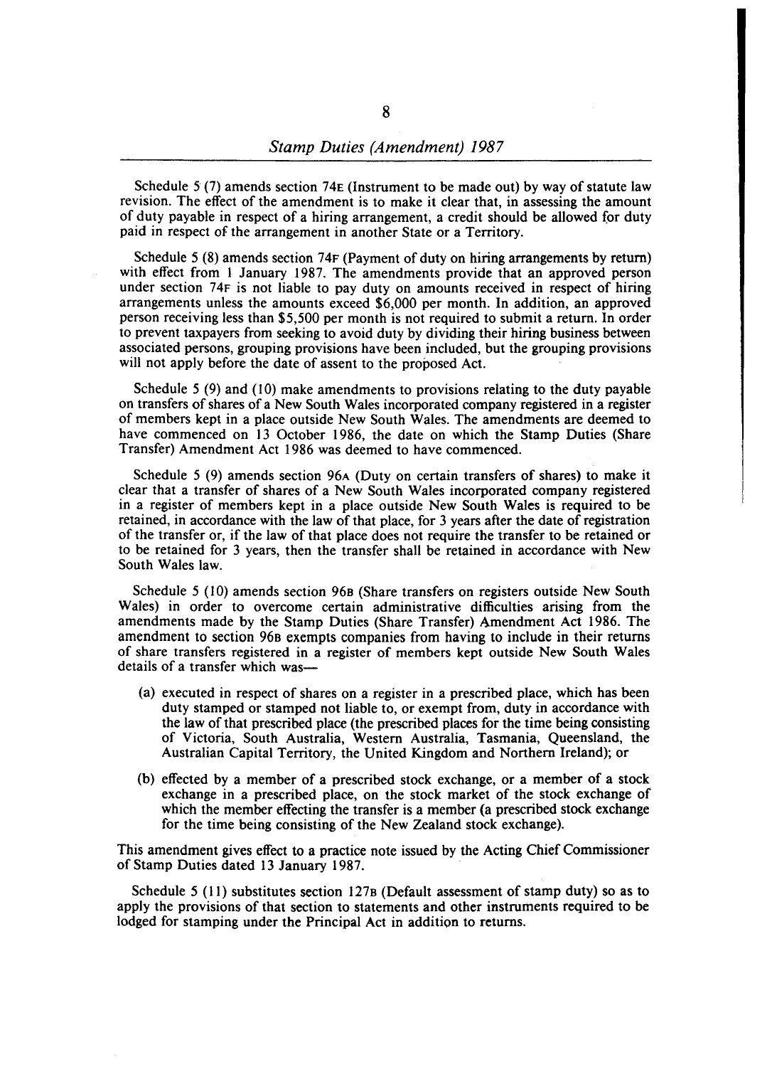Schedule 5 (7) amends section 74E (Instrument to be made out) by way of statute law revision. The effect of the amendment is to make it clear that, in assessing the amount of duty payable in respect of a hiring arrangement, a credit should be allowed for duty paid in respect of the arrangement in another State or a Territory.

Schedule 5 (8) amends section 74F (Payment of duty on hiring arrangements by return) with effect from 1 January 1987. The amendments provide that an approved person under section 74F is not liable to pay duty on amounts received in respect of hiring arrangements unless the amounts exceed $6,000 per month. In addition, an approved person receiving less than $5,500 per month is not required to submit a return. In order to prevent taxpayers from seeking to avoid duty by dividing their hiring business between associated persons, grouping provisions have been included, but the grouping provisions will not apply before the date of assent to the proposed Act.

Schedule 5 (9) and (10) make amendments to provisions relating to the duty payable on transfers of shares of a New South Wales incorporated company registered in a register of members kept in a place outside New South Wales. The amendments are deemed to have commenced on 13 October 1986, the date on which the Stamp Duties (Share Transfer) Amendment Act 1986 was deemed to have commenced.

Schedule 5 (9) amends section 96A (Duty on certain transfers of shares) to make it clear that a transfer of shares of a New South Wales incorporated company registered in a register of members kept in a place outside New South Wales is required to be retained, in accordance with the law of that place, for 3 years after the date of registration of the transfer or, if the law of that place does not require the transfer to be retained or to be retained for 3 years, then the transfer shall be retained in accordance with New South Wales law.

Schedule 5 (10) amends section 96B (Share transfers on registers outside New South Wales) in order to overcome certain administrative difficulties arising from the amendments made by the Stamp Duties (Share Transfer) Amendment Act 1986. The amendment to section 96B exempts companies from having to include in their returns of share transfers registered in a register of members kept outside New South Wales details of a transfer which was—

- (a) executed in respect of shares on a register in a prescribed place, which has been duty stamped or stamped not liable to, or exempt from, duty in accordance with the law of that prescribed place (the prescribed places for the time being consisting of Victoria, South Australia, Western Australia, Tasmania, Queensland, the Australian Capital Territory, the United Kingdom and Northern Ireland); or
- (b) effected by a member of a prescribed stock exchange, or a member of a stock exchange in a prescribed place, on the stock market of the stock exchange of which the member effecting the transfer is a member (a prescribed stock exchange for the time being consisting of the New Zealand stock exchange).

This amendment gives effect to a practice note issued by the Acting Chief Commissioner of Stamp Duties dated 13 January 1987.

Schedule 5 (11) substitutes section 127B (Default assessment of stamp duty) so as to apply the provisions of that section to statements and other instruments required to be lodged for stamping under the Principal Act in addition to returns.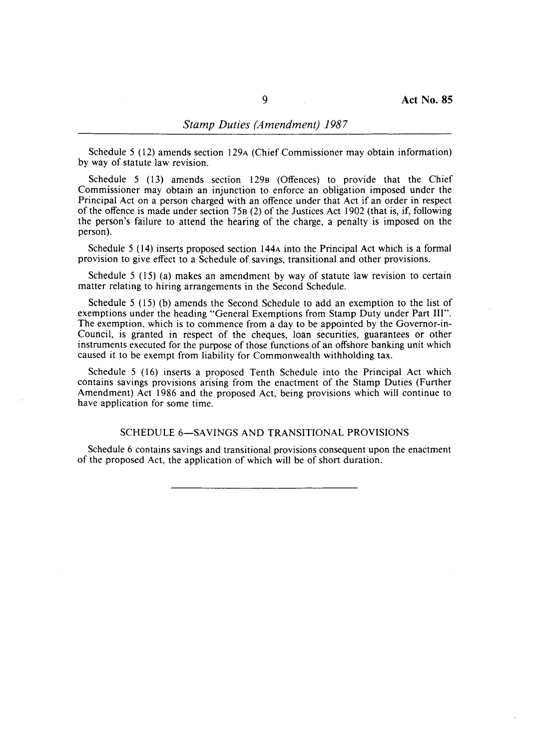Schedule 5 (12) amends section 129A (Chief Commissioner may obtain information) by way of statute law revision.

Schedule 5 (13) amends section 129B (Offences) to provide that the Chief Commissioner may obtain an injunction to enforce an obligation imposed under the Principal Act on a person charged with an offence under that Act if an order in respect of the offence is made under section 75B (2) of the Justices Act 1902 (that is, if, following the person's failure to attend the hearing of the charge, a penalty is imposed on the person).

Schedule 5 (14) inserts proposed section 144A into the Principal Act which is a formal provision to give effect to a Schedule of savings, transitional and other provisions.

Schedule 5 (15) (a) makes an amendment by way of statute law revision to certain matter relating to hiring arrangements in the Second Schedule.

Schedule 5 (15) (b) amends the Second Schedule to add an exemption to the list of exemptions under the heading "General Exemptions from Stamp Duty under Part III". The exemption, which is to commence from a day to be appointed by the Governor-in-Council, is granted in respect of the cheques, loan securities, guarantees or other instruments executed for the purpose of those functions of an offshore banking unit which caused it to be exempt from liability for Commonwealth withholding tax.

Schedule 5 (16) inserts a proposed Tenth Schedule into the Principal Act which contains savings provisions arising from the enactment of the Stamp Duties (Further Amendment) Act 1986 and the proposed Act, being provisions which will continue to have application for some time.

## SCHEDULE 6—SAVINGS AND TRANSITIONAL PROVISIONS

Schedule 6 contains savings and transitional provisions consequent upon the enactment of the proposed Act, the application of which will be of short duration.